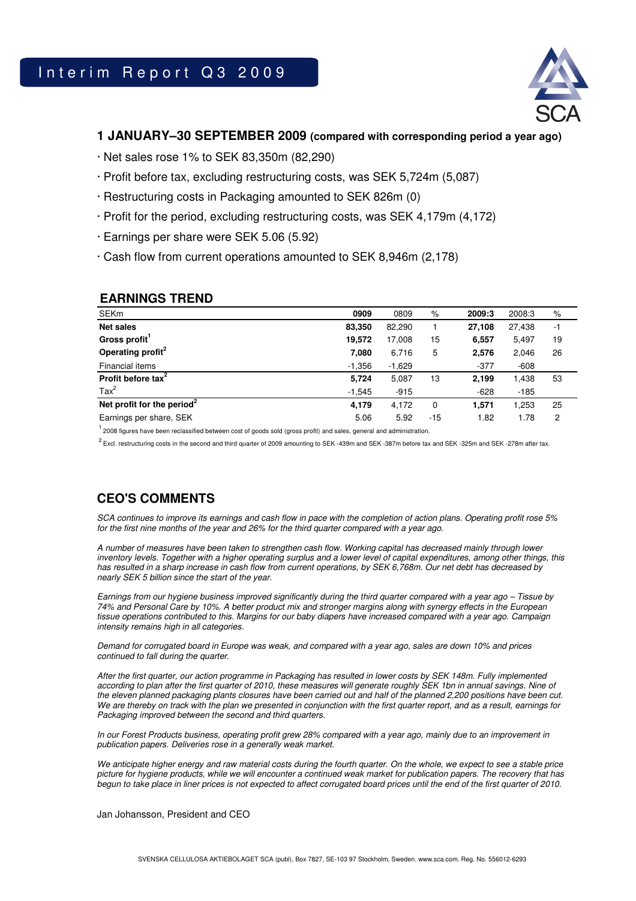# Interim Report Q3 2009

## 1 JANUARY–30 SEPTEMBER 2009 (compared with corresponding period a year ago)

- Net sales rose 1% to SEK 83,350m (82,290)
- Profit before tax, excluding restructuring costs, was SEK 5,724m (5,087)
- Restructuring costs in Packaging amounted to SEK 826m (0)
- Profit for the period, excluding restructuring costs, was SEK 4,179m (4,172)
- Earnings per share were SEK 5.06 (5.92)
- Cash flow from current operations amounted to SEK 8,946m (2,178)

## EARNINGS TREND

| SEKm | 0909 | 0809 | % | 2009:3 | 2008:3 | % |
|---|---|---|---|---|---|---|
| **Net sales** | **83,350** | 82,290 | 1 | **27,108** | 27,438 | -1 |
| **Gross profit**[1] | **19,572** | 17,008 | 15 | **6,557** | 5,497 | 19 |
| **Operating profit**[2] | **7,080** | 6,716 | 5 | **2,576** | 2,046 | 26 |
| Financial items | -1,356 | -1,629 | | -377 | -608 | |
| **Profit before tax**[2] | **5,724** | 5,087 | 13 | **2,199** | 1,438 | 53 |
| Tax[2] | -1,545 | -915 | | -628 | -185 | |
| **Net profit for the period**[2] | **4,179** | 4,172 | 0 | **1,571** | 1,253 | 25 |
| Earnings per share, SEK | 5.06 | 5.92 | -15 | 1.82 | 1.78 | 2 |

[1] 2008 figures have been reclassified between cost of goods sold (gross profit) and sales, general and administration.

[2] Excl. restructuring costs in the second and third quarter of 2009 amounting to SEK -439m and SEK -387m before tax and SEK -325m and SEK -278m after tax.

## CEO'S COMMENTS

*SCA continues to improve its earnings and cash flow in pace with the completion of action plans. Operating profit rose 5% for the first nine months of the year and 26% for the third quarter compared with a year ago.*

*A number of measures have been taken to strengthen cash flow. Working capital has decreased mainly through lower inventory levels. Together with a higher operating surplus and a lower level of capital expenditures, among other things, this has resulted in a sharp increase in cash flow from current operations, by SEK 6,768m. Our net debt has decreased by nearly SEK 5 billion since the start of the year.*

*Earnings from our hygiene business improved significantly during the third quarter compared with a year ago – Tissue by 74% and Personal Care by 10%. A better product mix and stronger margins along with synergy effects in the European tissue operations contributed to this. Margins for our baby diapers have increased compared with a year ago. Campaign intensity remains high in all categories.*

*Demand for corrugated board in Europe was weak, and compared with a year ago, sales are down 10% and prices continued to fall during the quarter.*

*After the first quarter, our action programme in Packaging has resulted in lower costs by SEK 148m. Fully implemented according to plan after the first quarter of 2010, these measures will generate roughly SEK 1bn in annual savings. Nine of the eleven planned packaging plants closures have been carried out and half of the planned 2,200 positions have been cut. We are thereby on track with the plan we presented in conjunction with the first quarter report, and as a result, earnings for Packaging improved between the second and third quarters.*

*In our Forest Products business, operating profit grew 28% compared with a year ago, mainly due to an improvement in publication papers. Deliveries rose in a generally weak market.*

*We anticipate higher energy and raw material costs during the fourth quarter. On the whole, we expect to see a stable price picture for hygiene products, while we will encounter a continued weak market for publication papers. The recovery that has begun to take place in liner prices is not expected to affect corrugated board prices until the end of the first quarter of 2010.*

Jan Johansson, President and CEO

SVENSKA CELLULOSA AKTIEBOLAGET SCA (publ), Box 7827, SE-103 97 Stockholm, Sweden. www.sca.com. Reg. No. 556012-6293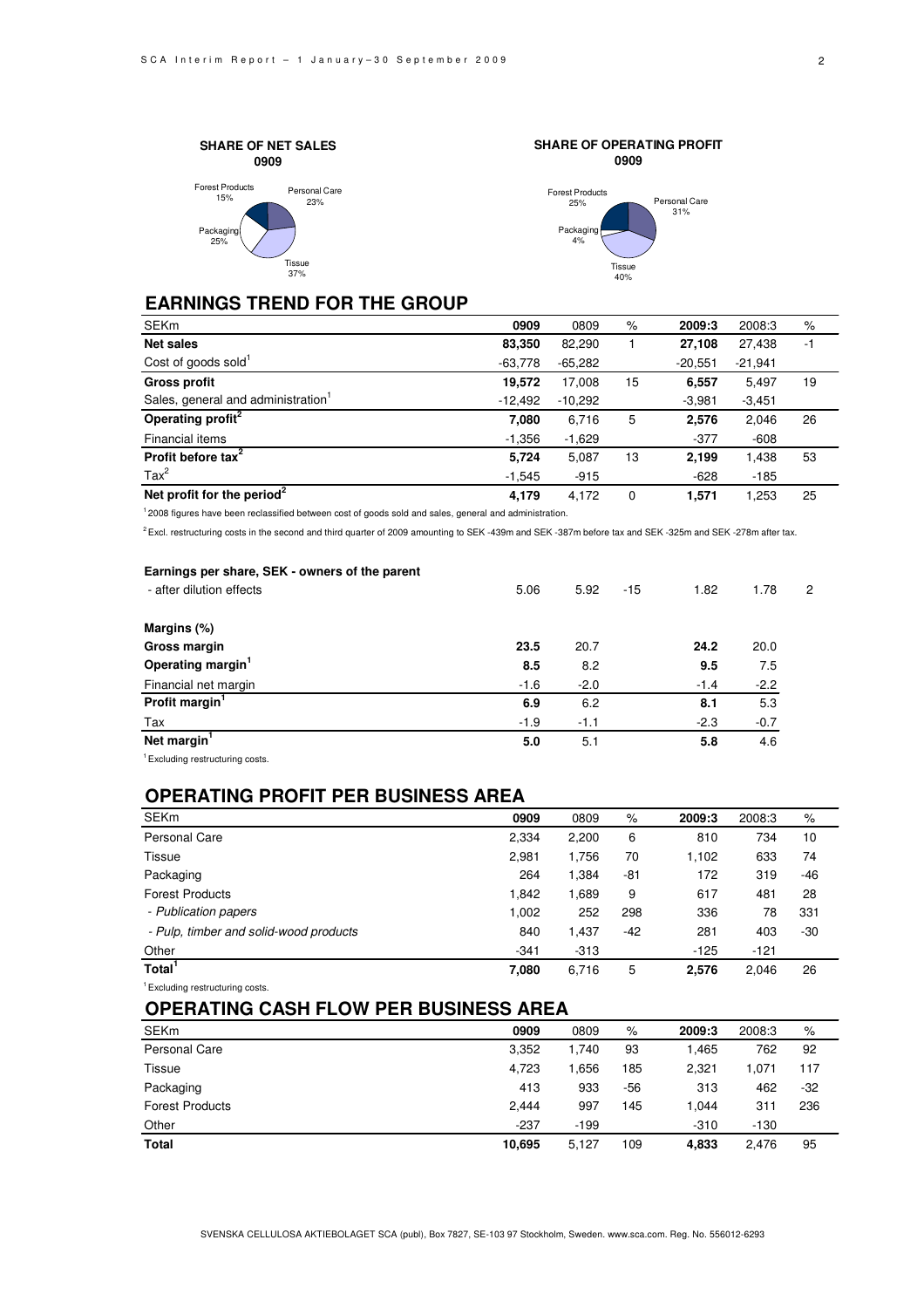**SHARE OF NET SALES**
**0909**

Forest Products 15%
Personal Care 23%
Packaging 25%
Tissue 37%

**SHARE OF OPERATING PROFIT**
**0909**

Forest Products 25%
Personal Care 31%
Packaging 4%
Tissue 40%

## EARNINGS TREND FOR THE GROUP

| SEKm | 0909 | 0809 | % | 2009:3 | 2008:3 | % |
|---|---|---|---|---|---|---|
| **Net sales** | **83,350** | 82,290 | 1 | **27,108** | 27,438 | -1 |
| Cost of goods sold[1] | -63,778 | -65,282 | | -20,551 | -21,941 | |
| **Gross profit** | **19,572** | 17,008 | 15 | **6,557** | 5,497 | 19 |
| Sales, general and administration[1] | -12,492 | -10,292 | | -3,981 | -3,451 | |
| **Operating profit[2]** | **7,080** | 6,716 | 5 | **2,576** | 2,046 | 26 |
| Financial items | -1,356 | -1,629 | | -377 | -608 | |
| **Profit before tax[2]** | **5,724** | 5,087 | 13 | **2,199** | 1,438 | 53 |
| Tax[2] | -1,545 | -915 | | -628 | -185 | |
| **Net profit for the period[2]** | **4,179** | 4,172 | 0 | **1,571** | 1,253 | 25 |

[1] 2008 figures have been reclassified between cost of goods sold and sales, general and administration.

[2] Excl. restructuring costs in the second and third quarter of 2009 amounting to SEK -439m and SEK -387m before tax and SEK -325m and SEK -278m after tax.

| | 0909 | 0809 | % | 2009:3 | 2008:3 | % |
|---|---|---|---|---|---|---|
| **Earnings per share, SEK - owners of the parent** | | | | | | |
| - after dilution effects | 5.06 | 5.92 | -15 | 1.82 | 1.78 | 2 |
| **Margins (%)** | | | | | | |
| **Gross margin** | **23.5** | 20.7 | | **24.2** | 20.0 | |
| **Operating margin[1]** | **8.5** | 8.2 | | **9.5** | 7.5 | |
| Financial net margin | -1.6 | -2.0 | | -1.4 | -2.2 | |
| **Profit margin[1]** | **6.9** | 6.2 | | **8.1** | 5.3 | |
| Tax | -1.9 | -1.1 | | -2.3 | -0.7 | |
| **Net margin[1]** | **5.0** | 5.1 | | **5.8** | 4.6 | |

[1] Excluding restructuring costs.

## OPERATING PROFIT PER BUSINESS AREA

| SEKm | 0909 | 0809 | % | 2009:3 | 2008:3 | % |
|---|---|---|---|---|---|---|
| Personal Care | 2,334 | 2,200 | 6 | 810 | 734 | 10 |
| Tissue | 2,981 | 1,756 | 70 | 1,102 | 633 | 74 |
| Packaging | 264 | 1,384 | -81 | 172 | 319 | -46 |
| Forest Products | 1,842 | 1,689 | 9 | 617 | 481 | 28 |
| *- Publication papers* | 1,002 | 252 | 298 | 336 | 78 | 331 |
| *- Pulp, timber and solid-wood products* | 840 | 1,437 | -42 | 281 | 403 | -30 |
| Other | -341 | -313 | | -125 | -121 | |
| **Total[1]** | **7,080** | 6,716 | 5 | **2,576** | 2,046 | 26 |

[1] Excluding restructuring costs.

## OPERATING CASH FLOW PER BUSINESS AREA

| SEKm | 0909 | 0809 | % | 2009:3 | 2008:3 | % |
|---|---|---|---|---|---|---|
| Personal Care | 3,352 | 1,740 | 93 | 1,465 | 762 | 92 |
| Tissue | 4,723 | 1,656 | 185 | 2,321 | 1,071 | 117 |
| Packaging | 413 | 933 | -56 | 313 | 462 | -32 |
| Forest Products | 2,444 | 997 | 145 | 1,044 | 311 | 236 |
| Other | -237 | -199 | | -310 | -130 | |
| **Total** | **10,695** | 5,127 | 109 | **4,833** | 2,476 | 95 |

SVENSKA CELLULOSA AKTIEBOLAGET SCA (publ), Box 7827, SE-103 97 Stockholm, Sweden. www.sca.com. Reg. No. 556012-6293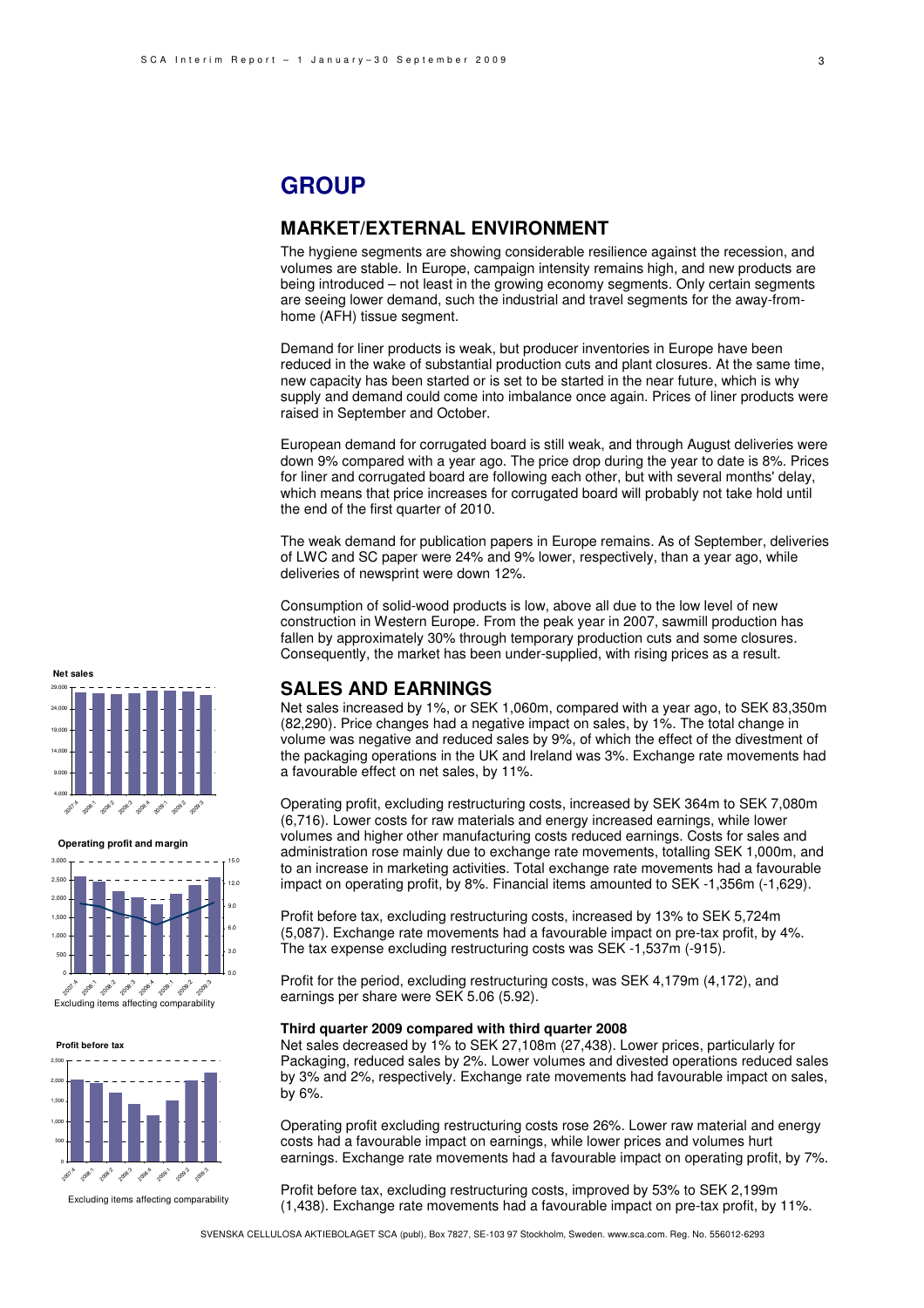# GROUP

## MARKET/EXTERNAL ENVIRONMENT

The hygiene segments are showing considerable resilience against the recession, and volumes are stable. In Europe, campaign intensity remains high, and new products are being introduced – not least in the growing economy segments. Only certain segments are seeing lower demand, such the industrial and travel segments for the away-from-home (AFH) tissue segment.

Demand for liner products is weak, but producer inventories in Europe have been reduced in the wake of substantial production cuts and plant closures. At the same time, new capacity has been started or is set to be started in the near future, which is why supply and demand could come into imbalance once again. Prices of liner products were raised in September and October.

European demand for corrugated board is still weak, and through August deliveries were down 9% compared with a year ago. The price drop during the year to date is 8%. Prices for liner and corrugated board are following each other, but with several months' delay, which means that price increases for corrugated board will probably not take hold until the end of the first quarter of 2010.

The weak demand for publication papers in Europe remains. As of September, deliveries of LWC and SC paper were 24% and 9% lower, respectively, than a year ago, while deliveries of newsprint were down 12%.

Consumption of solid-wood products is low, above all due to the low level of new construction in Western Europe. From the peak year in 2007, sawmill production has fallen by approximately 30% through temporary production cuts and some closures. Consequently, the market has been under-supplied, with rising prices as a result.

## SALES AND EARNINGS

Net sales increased by 1%, or SEK 1,060m, compared with a year ago, to SEK 83,350m (82,290). Price changes had a negative impact on sales, by 1%. The total change in volume was negative and reduced sales by 9%, of which the effect of the divestment of the packaging operations in the UK and Ireland was 3%. Exchange rate movements had a favourable effect on net sales, by 11%.

Operating profit, excluding restructuring costs, increased by SEK 364m to SEK 7,080m (6,716). Lower costs for raw materials and energy increased earnings, while lower volumes and higher other manufacturing costs reduced earnings. Costs for sales and administration rose mainly due to exchange rate movements, totalling SEK 1,000m, and to an increase in marketing activities. Total exchange rate movements had a favourable impact on operating profit, by 8%. Financial items amounted to SEK -1,356m (-1,629).

Profit before tax, excluding restructuring costs, increased by 13% to SEK 5,724m (5,087). Exchange rate movements had a favourable impact on pre-tax profit, by 4%. The tax expense excluding restructuring costs was SEK -1,537m (-915).

Profit for the period, excluding restructuring costs, was SEK 4,179m (4,172), and earnings per share were SEK 5.06 (5.92).

**Third quarter 2009 compared with third quarter 2008**

Net sales decreased by 1% to SEK 27,108m (27,438). Lower prices, particularly for Packaging, reduced sales by 2%. Lower volumes and divested operations reduced sales by 3% and 2%, respectively. Exchange rate movements had favourable impact on sales, by 6%.

Operating profit excluding restructuring costs rose 26%. Lower raw material and energy costs had a favourable impact on earnings, while lower prices and volumes hurt earnings. Exchange rate movements had a favourable impact on operating profit, by 7%.

Profit before tax, excluding restructuring costs, improved by 53% to SEK 2,199m (1,438). Exchange rate movements had a favourable impact on pre-tax profit, by 11%.

**Net sales**

29,000
24,000
19,000
14,000
9,000
4,000

2007:4 2008:1 2008:2 2008:3 2008:4 2009:1 2009:2 2009:3

**Operating profit and margin**

3,000
2,500
2,000
1,500
1,000
500
0

15.0
12.0
9.0
6.0
3.0
0.0

2007:4 2008:1 2008:2 2008:3 2008:4 2009:1 2009:2 2009:3

Excluding items affecting comparability

**Profit before tax**

2,500
2,000
1,500
1,000
500
0

2007:4 2008:1 2008:2 2008:3 2008:4 2009:1 2009:2 2009:3

Excluding items affecting comparability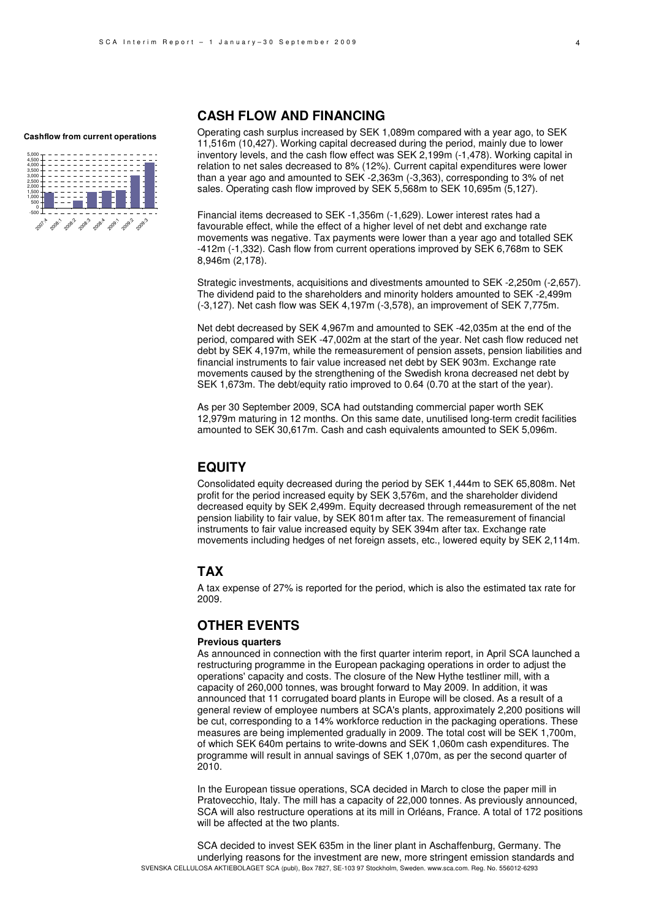**Cashflow from current operations**

5,000
4,500
4,000
3,500
3,000
2,500
2,000
1,500
1,000
500
0
-500

2007:4
2008:1
2008:2
2008:3
2008:4
2009:1
2009:2
2009:3

## CASH FLOW AND FINANCING

Operating cash surplus increased by SEK 1,089m compared with a year ago, to SEK 11,516m (10,427). Working capital decreased during the period, mainly due to lower inventory levels, and the cash flow effect was SEK 2,199m (-1,478). Working capital in relation to net sales decreased to 8% (12%). Current capital expenditures were lower than a year ago and amounted to SEK -2,363m (-3,363), corresponding to 3% of net sales. Operating cash flow improved by SEK 5,568m to SEK 10,695m (5,127).

Financial items decreased to SEK -1,356m (-1,629). Lower interest rates had a favourable effect, while the effect of a higher level of net debt and exchange rate movements was negative. Tax payments were lower than a year ago and totalled SEK -412m (-1,332). Cash flow from current operations improved by SEK 6,768m to SEK 8,946m (2,178).

Strategic investments, acquisitions and divestments amounted to SEK -2,250m (-2,657). The dividend paid to the shareholders and minority holders amounted to SEK -2,499m (-3,127). Net cash flow was SEK 4,197m (-3,578), an improvement of SEK 7,775m.

Net debt decreased by SEK 4,967m and amounted to SEK -42,035m at the end of the period, compared with SEK -47,002m at the start of the year. Net cash flow reduced net debt by SEK 4,197m, while the remeasurement of pension assets, pension liabilities and financial instruments to fair value increased net debt by SEK 903m. Exchange rate movements caused by the strengthening of the Swedish krona decreased net debt by SEK 1,673m. The debt/equity ratio improved to 0.64 (0.70 at the start of the year).

As per 30 September 2009, SCA had outstanding commercial paper worth SEK 12,979m maturing in 12 months. On this same date, unutilised long-term credit facilities amounted to SEK 30,617m. Cash and cash equivalents amounted to SEK 5,096m.

## EQUITY

Consolidated equity decreased during the period by SEK 1,444m to SEK 65,808m. Net profit for the period increased equity by SEK 3,576m, and the shareholder dividend decreased equity by SEK 2,499m. Equity decreased through remeasurement of the net pension liability to fair value, by SEK 801m after tax. The remeasurement of financial instruments to fair value increased equity by SEK 394m after tax. Exchange rate movements including hedges of net foreign assets, etc., lowered equity by SEK 2,114m.

## TAX

A tax expense of 27% is reported for the period, which is also the estimated tax rate for 2009.

## OTHER EVENTS

**Previous quarters**

As announced in connection with the first quarter interim report, in April SCA launched a restructuring programme in the European packaging operations in order to adjust the operations' capacity and costs. The closure of the New Hythe testliner mill, with a capacity of 260,000 tonnes, was brought forward to May 2009. In addition, it was announced that 11 corrugated board plants in Europe will be closed. As a result of a general review of employee numbers at SCA's plants, approximately 2,200 positions will be cut, corresponding to a 14% workforce reduction in the packaging operations. These measures are being implemented gradually in 2009. The total cost will be SEK 1,700m, of which SEK 640m pertains to write-downs and SEK 1,060m cash expenditures. The programme will result in annual savings of SEK 1,070m, as per the second quarter of 2010.

In the European tissue operations, SCA decided in March to close the paper mill in Pratovecchio, Italy. The mill has a capacity of 22,000 tonnes. As previously announced, SCA will also restructure operations at its mill in Orléans, France. A total of 172 positions will be affected at the two plants.

SCA decided to invest SEK 635m in the liner plant in Aschaffenburg, Germany. The underlying reasons for the investment are new, more stringent emission standards and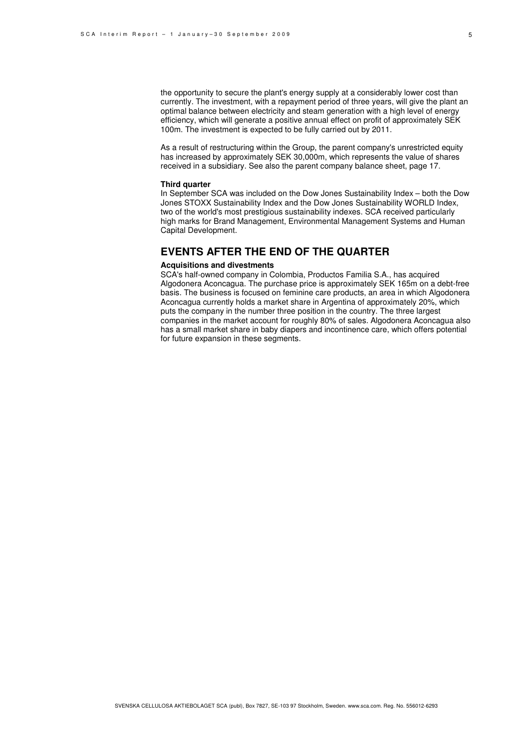the opportunity to secure the plant's energy supply at a considerably lower cost than currently. The investment, with a repayment period of three years, will give the plant an optimal balance between electricity and steam generation with a high level of energy efficiency, which will generate a positive annual effect on profit of approximately SEK 100m. The investment is expected to be fully carried out by 2011.

As a result of restructuring within the Group, the parent company's unrestricted equity has increased by approximately SEK 30,000m, which represents the value of shares received in a subsidiary. See also the parent company balance sheet, page 17.

**Third quarter**

In September SCA was included on the Dow Jones Sustainability Index – both the Dow Jones STOXX Sustainability Index and the Dow Jones Sustainability WORLD Index, two of the world's most prestigious sustainability indexes. SCA received particularly high marks for Brand Management, Environmental Management Systems and Human Capital Development.

## EVENTS AFTER THE END OF THE QUARTER

**Acquisitions and divestments**

SCA's half-owned company in Colombia, Productos Familia S.A., has acquired Algodonera Aconcagua. The purchase price is approximately SEK 165m on a debt-free basis. The business is focused on feminine care products, an area in which Algodonera Aconcagua currently holds a market share in Argentina of approximately 20%, which puts the company in the number three position in the country. The three largest companies in the market account for roughly 80% of sales. Algodonera Aconcagua also has a small market share in baby diapers and incontinence care, which offers potential for future expansion in these segments.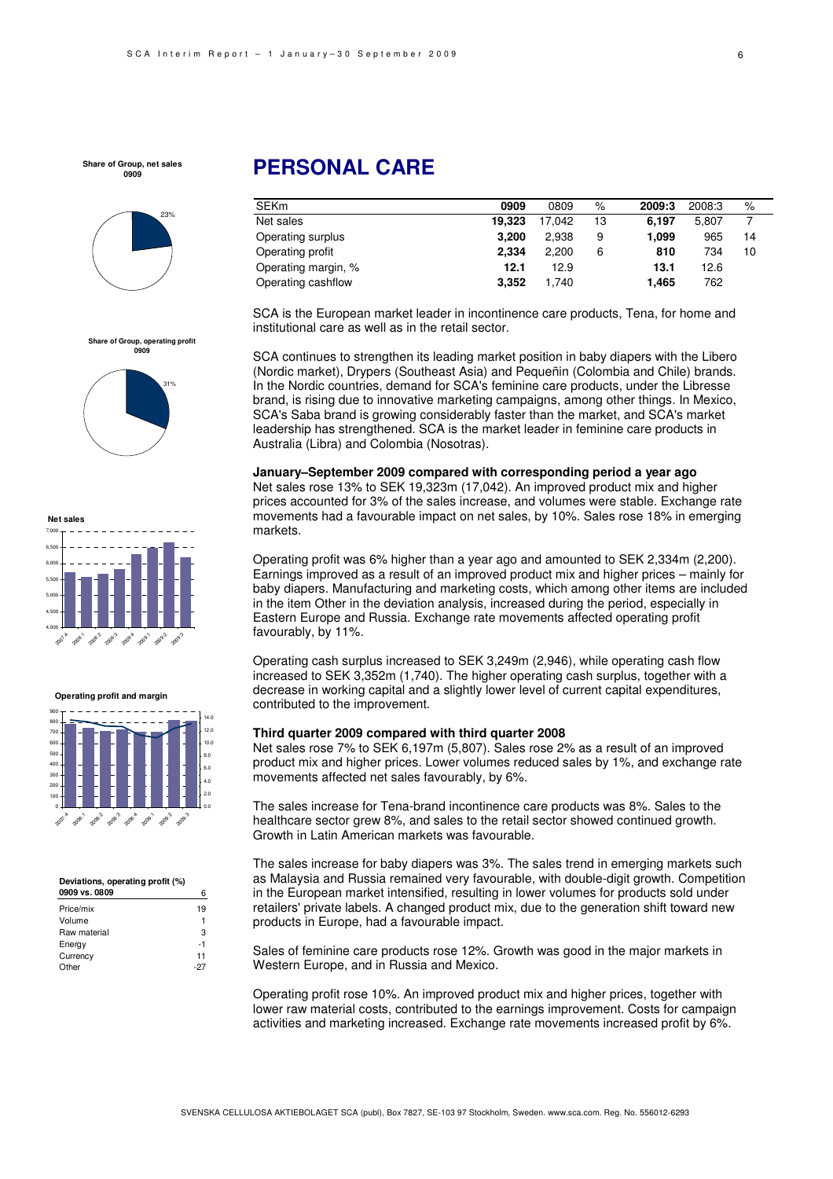Share of Group, net sales
0909

23%

Share of Group, operating profit
0909

31%

Net sales

7,000
6,500
6,000
5,500
5,000
4,500
4,000

2007:4 2008:1 2008:2 2008:3 2008:4 2009:1 2009:2 2009:3

Operating profit and margin

900
800
700
600
500
400
300
200
100
0

14.0
12.0
10.0
8.0
6.0
4.0
2.0
0.0

2007:4 2008:1 2008:2 2008:3 2008:4 2009:1 2009:2 2009:3

**Deviations, operating profit (%)**
**0909 vs. 0809**

| | |
|---|---|
| | 6 |
| Price/mix | 19 |
| Volume | 1 |
| Raw material | 3 |
| Energy | -1 |
| Currency | 11 |
| Other | -27 |

# PERSONAL CARE

| SEKm | **0909** | 0809 | % | **2009:3** | 2008:3 | % |
|---|---|---|---|---|---|---|
| Net sales | **19,323** | 17,042 | 13 | **6,197** | 5,807 | 7 |
| Operating surplus | **3,200** | 2,938 | 9 | **1,099** | 965 | 14 |
| Operating profit | **2,334** | 2,200 | 6 | **810** | 734 | 10 |
| Operating margin, % | **12.1** | 12.9 | | **13.1** | 12.6 | |
| Operating cashflow | **3,352** | 1,740 | | **1,465** | 762 | |

SCA is the European market leader in incontinence care products, Tena, for home and institutional care as well as in the retail sector.

SCA continues to strengthen its leading market position in baby diapers with the Libero (Nordic market), Drypers (Southeast Asia) and Pequeñin (Colombia and Chile) brands. In the Nordic countries, demand for SCA's feminine care products, under the Libresse brand, is rising due to innovative marketing campaigns, among other things. In Mexico, SCA's Saba brand is growing considerably faster than the market, and SCA's market leadership has strengthened. SCA is the market leader in feminine care products in Australia (Libra) and Colombia (Nosotras).

**January–September 2009 compared with corresponding period a year ago**

Net sales rose 13% to SEK 19,323m (17,042). An improved product mix and higher prices accounted for 3% of the sales increase, and volumes were stable. Exchange rate movements had a favourable impact on net sales, by 10%. Sales rose 18% in emerging markets.

Operating profit was 6% higher than a year ago and amounted to SEK 2,334m (2,200). Earnings improved as a result of an improved product mix and higher prices – mainly for baby diapers. Manufacturing and marketing costs, which among other items are included in the item Other in the deviation analysis, increased during the period, especially in Eastern Europe and Russia. Exchange rate movements affected operating profit favourably, by 11%.

Operating cash surplus increased to SEK 3,249m (2,946), while operating cash flow increased to SEK 3,352m (1,740). The higher operating cash surplus, together with a decrease in working capital and a slightly lower level of current capital expenditures, contributed to the improvement.

**Third quarter 2009 compared with third quarter 2008**

Net sales rose 7% to SEK 6,197m (5,807). Sales rose 2% as a result of an improved product mix and higher prices. Lower volumes reduced sales by 1%, and exchange rate movements affected net sales favourably, by 6%.

The sales increase for Tena-brand incontinence care products was 8%. Sales to the healthcare sector grew 8%, and sales to the retail sector showed continued growth. Growth in Latin American markets was favourable.

The sales increase for baby diapers was 3%. The sales trend in emerging markets such as Malaysia and Russia remained very favourable, with double-digit growth. Competition in the European market intensified, resulting in lower volumes for products sold under retailers' private labels. A changed product mix, due to the generation shift toward new products in Europe, had a favourable impact.

Sales of feminine care products rose 12%. Growth was good in the major markets in Western Europe, and in Russia and Mexico.

Operating profit rose 10%. An improved product mix and higher prices, together with lower raw material costs, contributed to the earnings improvement. Costs for campaign activities and marketing increased. Exchange rate movements increased profit by 6%.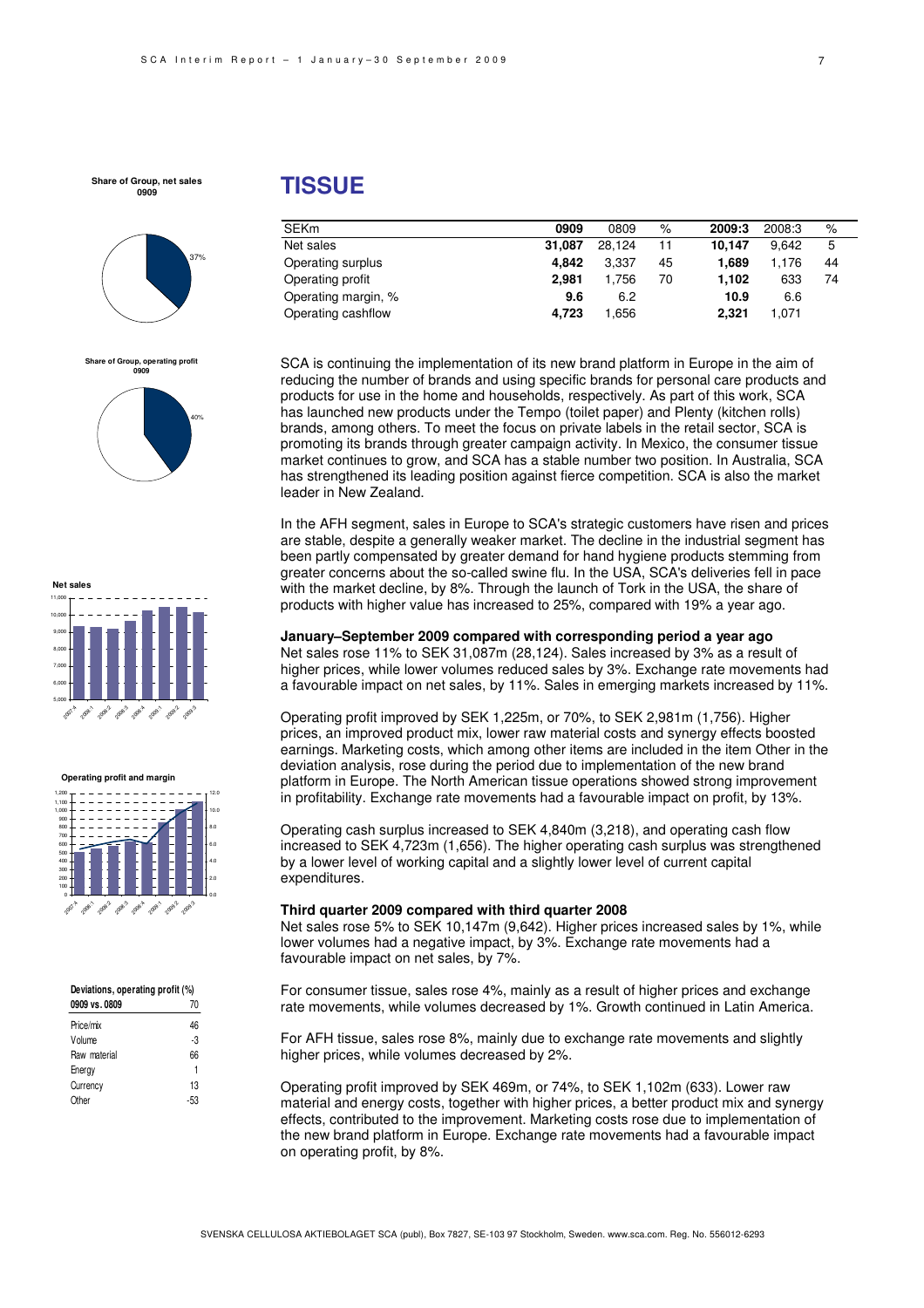Share of Group, net sales
0909

37%

Share of Group, operating profit
0909

40%

Net sales

11,000
10,000
9,000
8,000
7,000
6,000
5,000

2007:4 2008:1 2008:2 2008:3 2008:4 2009:1 2009:2 2009:3

Operating profit and margin

1,200
1,100
1,000
900
800
700
600
500
400
300
200
100
0

12.0
10.0
8.0
6.0
4.0
2.0
0.0

2007:4 2008:1 2008:2 2008:3 2008:4 2009:1 2009:2 2009:3

| Deviations, operating profit (%) | |
|---|---|
| 0909 vs. 0809 | 70 |
| Price/mix | 46 |
| Volume | -3 |
| Raw material | 66 |
| Energy | 1 |
| Currency | 13 |
| Other | -53 |

# TISSUE

| SEKm | 0909 | 0809 | % | 2009:3 | 2008:3 | % |
|---|---|---|---|---|---|---|
| Net sales | **31,087** | 28,124 | 11 | **10,147** | 9,642 | 5 |
| Operating surplus | **4,842** | 3,337 | 45 | **1,689** | 1,176 | 44 |
| Operating profit | **2,981** | 1,756 | 70 | **1,102** | 633 | 74 |
| Operating margin, % | **9.6** | 6.2 | | **10.9** | 6.6 | |
| Operating cashflow | **4,723** | 1,656 | | **2,321** | 1,071 | |

SCA is continuing the implementation of its new brand platform in Europe in the aim of reducing the number of brands and using specific brands for personal care products and products for use in the home and households, respectively. As part of this work, SCA has launched new products under the Tempo (toilet paper) and Plenty (kitchen rolls) brands, among others. To meet the focus on private labels in the retail sector, SCA is promoting its brands through greater campaign activity. In Mexico, the consumer tissue market continues to grow, and SCA has a stable number two position. In Australia, SCA has strengthened its leading position against fierce competition. SCA is also the market leader in New Zealand.

In the AFH segment, sales in Europe to SCA's strategic customers have risen and prices are stable, despite a generally weaker market. The decline in the industrial segment has been partly compensated by greater demand for hand hygiene products stemming from greater concerns about the so-called swine flu. In the USA, SCA's deliveries fell in pace with the market decline, by 8%. Through the launch of Tork in the USA, the share of products with higher value has increased to 25%, compared with 19% a year ago.

**January–September 2009 compared with corresponding period a year ago**
Net sales rose 11% to SEK 31,087m (28,124). Sales increased by 3% as a result of higher prices, while lower volumes reduced sales by 3%. Exchange rate movements had a favourable impact on net sales, by 11%. Sales in emerging markets increased by 11%.

Operating profit improved by SEK 1,225m, or 70%, to SEK 2,981m (1,756). Higher prices, an improved product mix, lower raw material costs and synergy effects boosted earnings. Marketing costs, which among other items are included in the item Other in the deviation analysis, rose during the period due to implementation of the new brand platform in Europe. The North American tissue operations showed strong improvement in profitability. Exchange rate movements had a favourable impact on profit, by 13%.

Operating cash surplus increased to SEK 4,840m (3,218), and operating cash flow increased to SEK 4,723m (1,656). The higher operating cash surplus was strengthened by a lower level of working capital and a slightly lower level of current capital expenditures.

**Third quarter 2009 compared with third quarter 2008**
Net sales rose 5% to SEK 10,147m (9,642). Higher prices increased sales by 1%, while lower volumes had a negative impact, by 3%. Exchange rate movements had a favourable impact on net sales, by 7%.

For consumer tissue, sales rose 4%, mainly as a result of higher prices and exchange rate movements, while volumes decreased by 1%. Growth continued in Latin America.

For AFH tissue, sales rose 8%, mainly due to exchange rate movements and slightly higher prices, while volumes decreased by 2%.

Operating profit improved by SEK 469m, or 74%, to SEK 1,102m (633). Lower raw material and energy costs, together with higher prices, a better product mix and synergy effects, contributed to the improvement. Marketing costs rose due to implementation of the new brand platform in Europe. Exchange rate movements had a favourable impact on operating profit, by 8%.

SVENSKA CELLULOSA AKTIEBOLAGET SCA (publ), Box 7827, SE-103 97 Stockholm, Sweden. www.sca.com. Reg. No. 556012-6293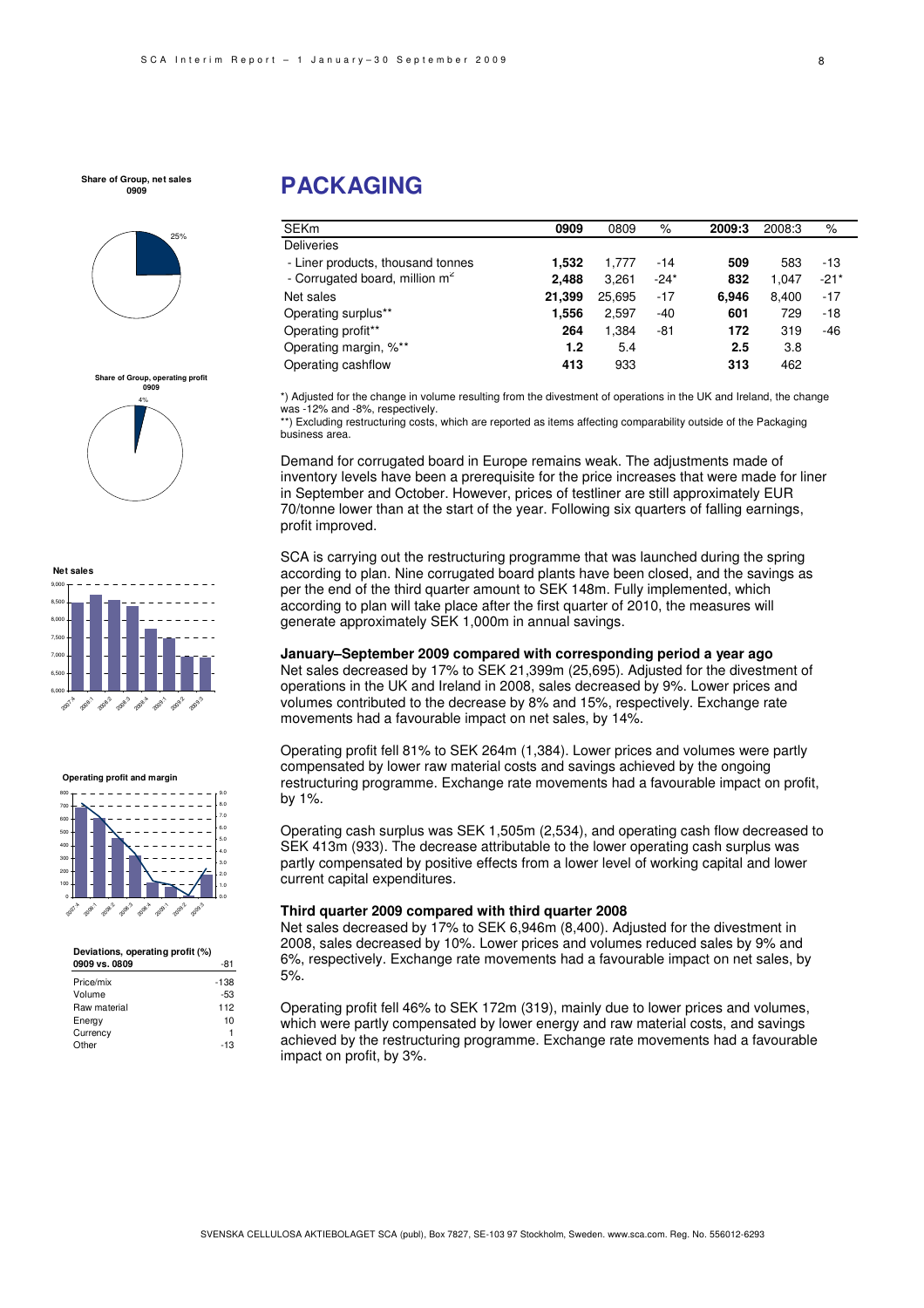# PACKAGING

| SEKm | 0909 | 0809 | % | 2009:3 | 2008:3 | % |
|---|---|---|---|---|---|---|
| Deliveries | | | | | | |
| - Liner products, thousand tonnes | **1,532** | 1,777 | -14 | **509** | 583 | -13 |
| - Corrugated board, million m² | **2,488** | 3,261 | -24* | **832** | 1,047 | -21* |
| Net sales | **21,399** | 25,695 | -17 | **6,946** | 8,400 | -17 |
| Operating surplus** | **1,556** | 2,597 | -40 | **601** | 729 | -18 |
| Operating profit** | **264** | 1,384 | -81 | **172** | 319 | -46 |
| Operating margin, %** | **1.2** | 5.4 | | **2.5** | 3.8 | |
| Operating cashflow | **413** | 933 | | **313** | 462 | |

*) Adjusted for the change in volume resulting from the divestment of operations in the UK and Ireland, the change was -12% and -8%, respectively.
**) Excluding restructuring costs, which are reported as items affecting comparability outside of the Packaging business area.

Share of Group, net sales
0909
25%

Share of Group, operating profit
0909
4%

Net sales
9,000
8,500
8,000
7,500
7,000
6,500
6,000
2007:4 2008:1 2008:2 2008:3 2008:4 2009:1 2009:2 2009:3

Operating profit and margin
800 700 600 500 400 300 200 100 0
9.0 8.0 7.0 6.0 5.0 4.0 3.0 2.0 1.0 0.0
2007:4 2008:1 2008:2 2008:3 2008:4 2009:1 2009:2 2009:3

**Deviations, operating profit (%)**

| 0909 vs. 0809 | -81 |
|---|---|
| Price/mix | -138 |
| Volume | -53 |
| Raw material | 112 |
| Energy | 10 |
| Currency | 1 |
| Other | -13 |

Demand for corrugated board in Europe remains weak. The adjustments made of inventory levels have been a prerequisite for the price increases that were made for liner in September and October. However, prices of testliner are still approximately EUR 70/tonne lower than at the start of the year. Following six quarters of falling earnings, profit improved.

SCA is carrying out the restructuring programme that was launched during the spring according to plan. Nine corrugated board plants have been closed, and the savings as per the end of the third quarter amount to SEK 148m. Fully implemented, which according to plan will take place after the first quarter of 2010, the measures will generate approximately SEK 1,000m in annual savings.

**January–September 2009 compared with corresponding period a year ago**
Net sales decreased by 17% to SEK 21,399m (25,695). Adjusted for the divestment of operations in the UK and Ireland in 2008, sales decreased by 9%. Lower prices and volumes contributed to the decrease by 8% and 15%, respectively. Exchange rate movements had a favourable impact on net sales, by 14%.

Operating profit fell 81% to SEK 264m (1,384). Lower prices and volumes were partly compensated by lower raw material costs and savings achieved by the ongoing restructuring programme. Exchange rate movements had a favourable impact on profit, by 1%.

Operating cash surplus was SEK 1,505m (2,534), and operating cash flow decreased to SEK 413m (933). The decrease attributable to the lower operating cash surplus was partly compensated by positive effects from a lower level of working capital and lower current capital expenditures.

**Third quarter 2009 compared with third quarter 2008**
Net sales decreased by 17% to SEK 6,946m (8,400). Adjusted for the divestment in 2008, sales decreased by 10%. Lower prices and volumes reduced sales by 9% and 6%, respectively. Exchange rate movements had a favourable impact on net sales, by 5%.

Operating profit fell 46% to SEK 172m (319), mainly due to lower prices and volumes, which were partly compensated by lower energy and raw material costs, and savings achieved by the restructuring programme. Exchange rate movements had a favourable impact on profit, by 3%.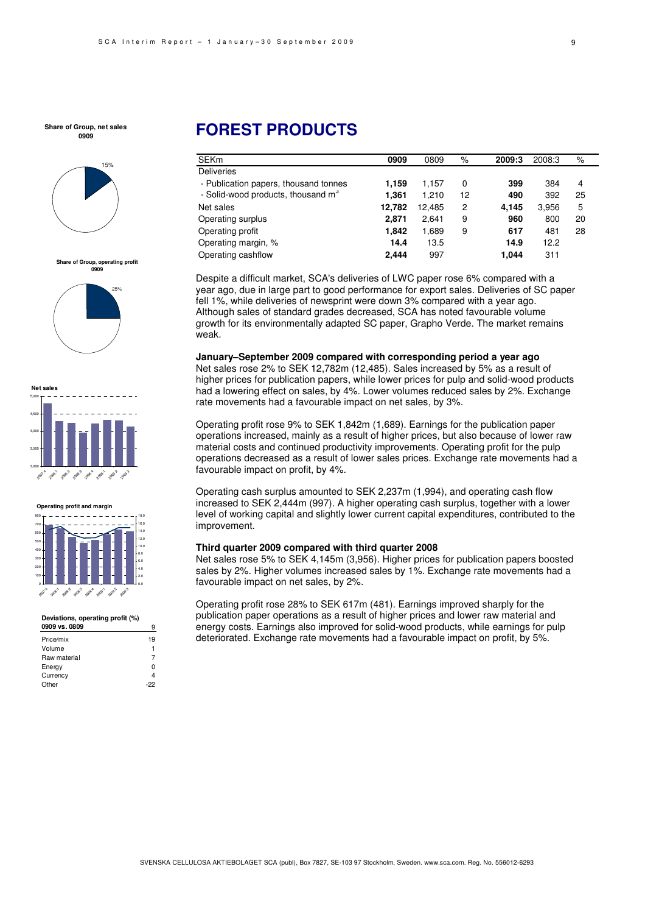Share of Group, net sales
0909

15%

Share of Group, operating profit
0909

25%

Net sales

5,000
4,500
4,000
3,500
3,000

2007:4 2008:1 2008:2 2008:3 2008:4 2009:1 2009:2 2009:3

Operating profit and margin

800
700
600
500
400
300
200
100
0

18.0
16.0
14.0
12.0
10.0
8.0
6.0
4.0
2.0
0.0

2007:4 2008:1 2008:2 2008:3 2008:4 2009:1 2009:2 2009:3

**Deviations, operating profit (%)**

| **0909 vs. 0809** | 9 |
|---|---|
| Price/mix | 19 |
| Volume | 1 |
| Raw material | 7 |
| Energy | 0 |
| Currency | 4 |
| Other | -22 |

# FOREST PRODUCTS

| SEKm | **0909** | 0809 | % | **2009:3** | 2008:3 | % |
|---|---|---|---|---|---|---|
| Deliveries | | | | | | |
| - Publication papers, thousand tonnes | **1,159** | 1,157 | 0 | **399** | 384 | 4 |
| - Solid-wood products, thousand $m^3$ | **1,361** | 1,210 | 12 | **490** | 392 | 25 |
| Net sales | **12,782** | 12,485 | 2 | **4,145** | 3,956 | 5 |
| Operating surplus | **2,871** | 2,641 | 9 | **960** | 800 | 20 |
| Operating profit | **1,842** | 1,689 | 9 | **617** | 481 | 28 |
| Operating margin, % | **14.4** | 13.5 | | **14.9** | 12.2 | |
| Operating cashflow | **2,444** | 997 | | **1,044** | 311 | |

Despite a difficult market, SCA's deliveries of LWC paper rose 6% compared with a year ago, due in large part to good performance for export sales. Deliveries of SC paper fell 1%, while deliveries of newsprint were down 3% compared with a year ago. Although sales of standard grades decreased, SCA has noted favourable volume growth for its environmentally adapted SC paper, Grapho Verde. The market remains weak.

**January–September 2009 compared with corresponding period a year ago**

Net sales rose 2% to SEK 12,782m (12,485). Sales increased by 5% as a result of higher prices for publication papers, while lower prices for pulp and solid-wood products had a lowering effect on sales, by 4%. Lower volumes reduced sales by 2%. Exchange rate movements had a favourable impact on net sales, by 3%.

Operating profit rose 9% to SEK 1,842m (1,689). Earnings for the publication paper operations increased, mainly as a result of higher prices, but also because of lower raw material costs and continued productivity improvements. Operating profit for the pulp operations decreased as a result of lower sales prices. Exchange rate movements had a favourable impact on profit, by 4%.

Operating cash surplus amounted to SEK 2,237m (1,994), and operating cash flow increased to SEK 2,444m (997). A higher operating cash surplus, together with a lower level of working capital and slightly lower current capital expenditures, contributed to the improvement.

**Third quarter 2009 compared with third quarter 2008**

Net sales rose 5% to SEK 4,145m (3,956). Higher prices for publication papers boosted sales by 2%. Higher volumes increased sales by 1%. Exchange rate movements had a favourable impact on net sales, by 2%.

Operating profit rose 28% to SEK 617m (481). Earnings improved sharply for the publication paper operations as a result of higher prices and lower raw material and energy costs. Earnings also improved for solid-wood products, while earnings for pulp deteriorated. Exchange rate movements had a favourable impact on profit, by 5%.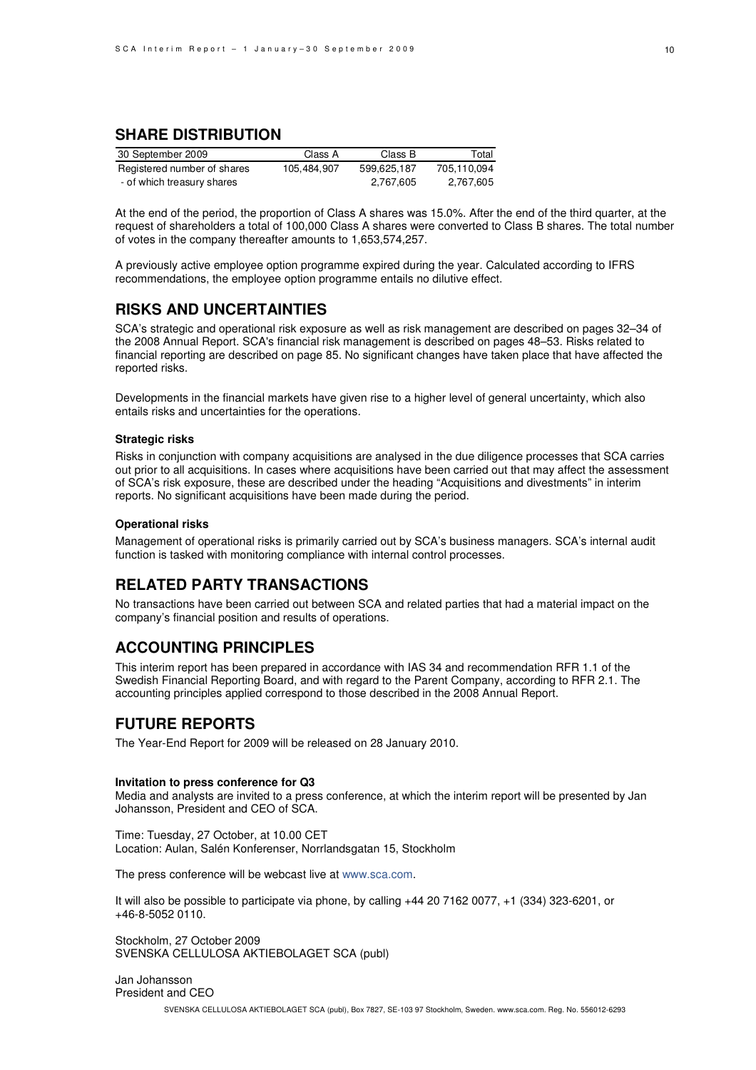## SHARE DISTRIBUTION

| 30 September 2009 | Class A | Class B | Total |
|---|---|---|---|
| Registered number of shares | 105,484,907 | 599,625,187 | 705,110,094 |
| - of which treasury shares | | 2,767,605 | 2,767,605 |

At the end of the period, the proportion of Class A shares was 15.0%. After the end of the third quarter, at the request of shareholders a total of 100,000 Class A shares were converted to Class B shares. The total number of votes in the company thereafter amounts to 1,653,574,257.

A previously active employee option programme expired during the year. Calculated according to IFRS recommendations, the employee option programme entails no dilutive effect.

## RISKS AND UNCERTAINTIES

SCA's strategic and operational risk exposure as well as risk management are described on pages 32–34 of the 2008 Annual Report. SCA's financial risk management is described on pages 48–53. Risks related to financial reporting are described on page 85. No significant changes have taken place that have affected the reported risks.

Developments in the financial markets have given rise to a higher level of general uncertainty, which also entails risks and uncertainties for the operations.

### Strategic risks

Risks in conjunction with company acquisitions are analysed in the due diligence processes that SCA carries out prior to all acquisitions. In cases where acquisitions have been carried out that may affect the assessment of SCA's risk exposure, these are described under the heading "Acquisitions and divestments" in interim reports. No significant acquisitions have been made during the period.

### Operational risks

Management of operational risks is primarily carried out by SCA's business managers. SCA's internal audit function is tasked with monitoring compliance with internal control processes.

## RELATED PARTY TRANSACTIONS

No transactions have been carried out between SCA and related parties that had a material impact on the company's financial position and results of operations.

## ACCOUNTING PRINCIPLES

This interim report has been prepared in accordance with IAS 34 and recommendation RFR 1.1 of the Swedish Financial Reporting Board, and with regard to the Parent Company, according to RFR 2.1. The accounting principles applied correspond to those described in the 2008 Annual Report.

## FUTURE REPORTS

The Year-End Report for 2009 will be released on 28 January 2010.

**Invitation to press conference for Q3**

Media and analysts are invited to a press conference, at which the interim report will be presented by Jan Johansson, President and CEO of SCA.

Time: Tuesday, 27 October, at 10.00 CET
Location: Aulan, Salén Konferenser, Norrlandsgatan 15, Stockholm

The press conference will be webcast live at www.sca.com.

It will also be possible to participate via phone, by calling +44 20 7162 0077, +1 (334) 323-6201, or +46-8-5052 0110.

Stockholm, 27 October 2009
SVENSKA CELLULOSA AKTIEBOLAGET SCA (publ)

Jan Johansson
President and CEO

SVENSKA CELLULOSA AKTIEBOLAGET SCA (publ), Box 7827, SE-103 97 Stockholm, Sweden. www.sca.com. Reg. No. 556012-6293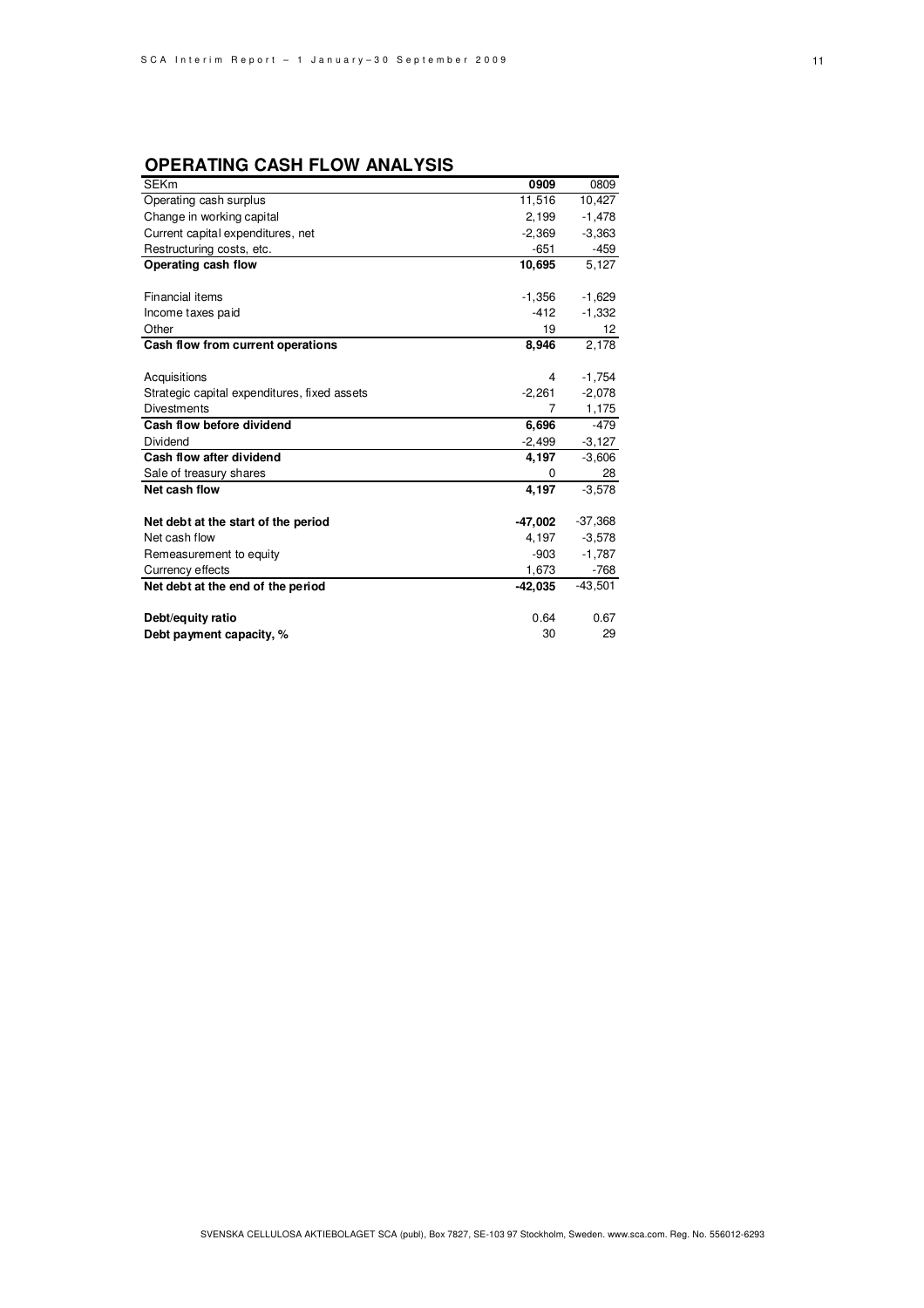## OPERATING CASH FLOW ANALYSIS

| SEKm | 0909 | 0809 |
|---|---|---|
| Operating cash surplus | 11,516 | 10,427 |
| Change in working capital | 2,199 | -1,478 |
| Current capital expenditures, net | -2,369 | -3,363 |
| Restructuring costs, etc. | -651 | -459 |
| **Operating cash flow** | **10,695** | 5,127 |
| | | |
| Financial items | -1,356 | -1,629 |
| Income taxes paid | -412 | -1,332 |
| Other | 19 | 12 |
| **Cash flow from current operations** | **8,946** | 2,178 |
| | | |
| Acquisitions | 4 | -1,754 |
| Strategic capital expenditures, fixed assets | -2,261 | -2,078 |
| Divestments | 7 | 1,175 |
| **Cash flow before dividend** | **6,696** | -479 |
| Dividend | -2,499 | -3,127 |
| **Cash flow after dividend** | **4,197** | -3,606 |
| Sale of treasury shares | 0 | 28 |
| **Net cash flow** | **4,197** | -3,578 |
| | | |
| **Net debt at the start of the period** | **-47,002** | -37,368 |
| Net cash flow | 4,197 | -3,578 |
| Remeasurement to equity | -903 | -1,787 |
| Currency effects | 1,673 | -768 |
| **Net debt at the end of the period** | **-42,035** | -43,501 |
| | | |
| **Debt/equity ratio** | 0.64 | 0.67 |
| **Debt payment capacity, %** | 30 | 29 |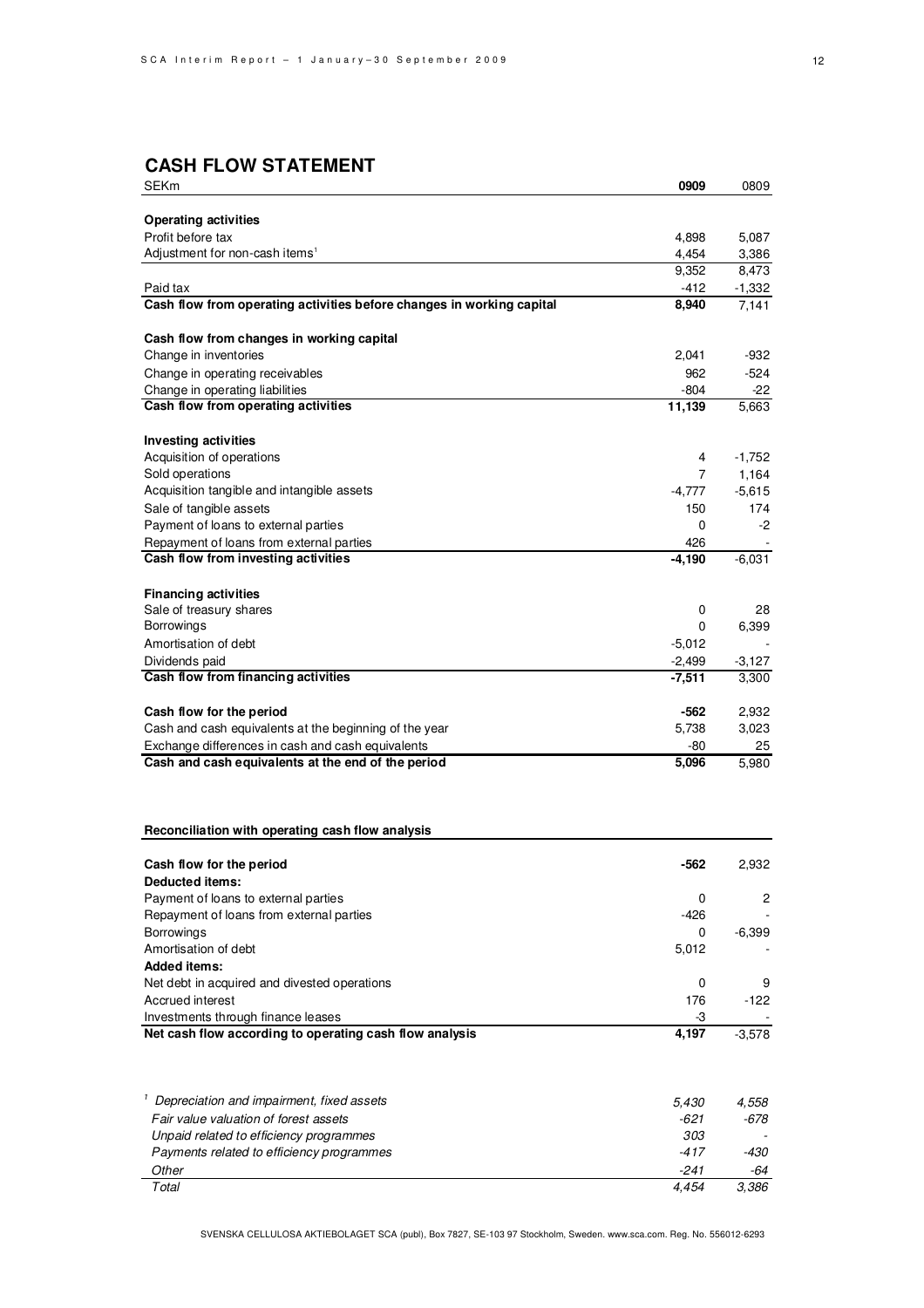## CASH FLOW STATEMENT

| SEKm | 0909 | 0809 |
|---|---|---|
| **Operating activities** | | |
| Profit before tax | 4,898 | 5,087 |
| Adjustment for non-cash items[1] | 4,454 | 3,386 |
| | 9,352 | 8,473 |
| Paid tax | -412 | -1,332 |
| **Cash flow from operating activities before changes in working capital** | **8,940** | 7,141 |
| | | |
| **Cash flow from changes in working capital** | | |
| Change in inventories | 2,041 | -932 |
| Change in operating receivables | 962 | -524 |
| Change in operating liabilities | -804 | -22 |
| **Cash flow from operating activities** | **11,139** | 5,663 |
| | | |
| **Investing activities** | | |
| Acquisition of operations | 4 | -1,752 |
| Sold operations | 7 | 1,164 |
| Acquisition tangible and intangible assets | -4,777 | -5,615 |
| Sale of tangible assets | 150 | 174 |
| Payment of loans to external parties | 0 | -2 |
| Repayment of loans from external parties | 426 | - |
| **Cash flow from investing activities** | **-4,190** | -6,031 |
| | | |
| **Financing activities** | | |
| Sale of treasury shares | 0 | 28 |
| Borrowings | 0 | 6,399 |
| Amortisation of debt | -5,012 | - |
| Dividends paid | -2,499 | -3,127 |
| **Cash flow from financing activities** | **-7,511** | 3,300 |
| | | |
| **Cash flow for the period** | **-562** | 2,932 |
| Cash and cash equivalents at the beginning of the year | 5,738 | 3,023 |
| Exchange differences in cash and cash equivalents | -80 | 25 |
| **Cash and cash equivalents at the end of the period** | **5,096** | 5,980 |

**Reconciliation with operating cash flow analysis**

| | | |
|---|---|---|
| **Cash flow for the period** | **-562** | 2,932 |
| **Deducted items:** | | |
| Payment of loans to external parties | 0 | 2 |
| Repayment of loans from external parties | -426 | - |
| Borrowings | 0 | -6,399 |
| Amortisation of debt | 5,012 | - |
| **Added items:** | | |
| Net debt in acquired and divested operations | 0 | 9 |
| Accrued interest | 176 | -122 |
| Investments through finance leases | -3 | - |
| **Net cash flow according to operating cash flow analysis** | **4,197** | -3,578 |

| | | |
|---|---|---|
| [1] *Depreciation and impairment, fixed assets* | *5,430* | *4,558* |
| *Fair value valuation of forest assets* | *-621* | *-678* |
| *Unpaid related to efficiency programmes* | *303* | *-* |
| *Payments related to efficiency programmes* | *-417* | *-430* |
| *Other* | *-241* | *-64* |
| *Total* | *4,454* | *3,386* |

SVENSKA CELLULOSA AKTIEBOLAGET SCA (publ), Box 7827, SE-103 97 Stockholm, Sweden. www.sca.com. Reg. No. 556012-6293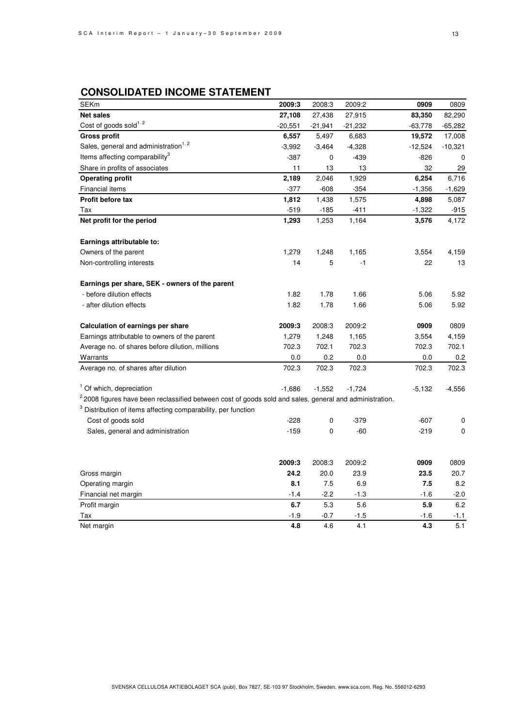## CONSOLIDATED INCOME STATEMENT

| SEKm | 2009:3 | 2008:3 | 2009:2 | 0909 | 0809 |
|---|---|---|---|---|---|
| **Net sales** | **27,108** | 27,438 | 27,915 | **83,350** | 82,290 |
| Cost of goods sold[1, 2] | -20,551 | -21,941 | -21,232 | -63,778 | -65,282 |
| **Gross profit** | **6,557** | 5,497 | 6,683 | **19,572** | 17,008 |
| Sales, general and administration[1, 2] | -3,992 | -3,464 | -4,328 | -12,524 | -10,321 |
| Items affecting comparability[3] | -387 | 0 | -439 | -826 | 0 |
| Share in profits of associates | 11 | 13 | 13 | 32 | 29 |
| **Operating profit** | **2,189** | 2,046 | 1,929 | **6,254** | 6,716 |
| Financial items | -377 | -608 | -354 | -1,356 | -1,629 |
| **Profit before tax** | **1,812** | 1,438 | 1,575 | **4,898** | 5,087 |
| Tax | -519 | -185 | -411 | -1,322 | -915 |
| **Net profit for the period** | **1,293** | 1,253 | 1,164 | **3,576** | 4,172 |
| | | | | | |
| **Earnings attributable to:** | | | | | |
| Owners of the parent | 1,279 | 1,248 | 1,165 | 3,554 | 4,159 |
| Non-controlling interests | 14 | 5 | -1 | 22 | 13 |
| | | | | | |
| **Earnings per share, SEK - owners of the parent** | | | | | |
| - before dilution effects | 1.82 | 1.78 | 1.66 | 5.06 | 5.92 |
| - after dilution effects | 1.82 | 1.78 | 1.66 | 5.06 | 5.92 |

| **Calculation of earnings per share** | **2009:3** | 2008:3 | 2009:2 | **0909** | 0809 |
|---|---|---|---|---|---|
| Earnings attributable to owners of the parent | 1,279 | 1,248 | 1,165 | 3,554 | 4,159 |
| Average no. of shares before dilution, millions | 702.3 | 702.1 | 702.3 | 702.3 | 702.1 |
| Warrants | 0.0 | 0.2 | 0.0 | 0.0 | 0.2 |
| Average no. of shares after dilution | 702.3 | 702.3 | 702.3 | 702.3 | 702.3 |

| | 2009:3 | 2008:3 | 2009:2 | 0909 | 0809 |
|---|---|---|---|---|---|
| [1] Of which, depreciation | -1,686 | -1,552 | -1,724 | -5,132 | -4,556 |

[2] 2008 figures have been reclassified between cost of goods sold and sales, general and administration.

| [3] Distribution of items affecting comparability, per function | 2009:3 | 2008:3 | 2009:2 | 0909 | 0809 |
|---|---|---|---|---|---|
| Cost of goods sold | -228 | 0 | -379 | -607 | 0 |
| Sales, general and administration | -159 | 0 | -60 | -219 | 0 |

| | **2009:3** | 2008:3 | 2009:2 | **0909** | 0809 |
|---|---|---|---|---|---|
| Gross margin | **24.2** | 20.0 | 23.9 | **23.5** | 20.7 |
| Operating margin | **8.1** | 7.5 | 6.9 | **7.5** | 8.2 |
| Financial net margin | -1.4 | -2.2 | -1.3 | -1.6 | -2.0 |
| Profit margin | **6.7** | 5.3 | 5.6 | **5.9** | 6.2 |
| Tax | -1.9 | -0.7 | -1.5 | -1.6 | -1.1 |
| Net margin | **4.8** | 4.6 | 4.1 | **4.3** | 5.1 |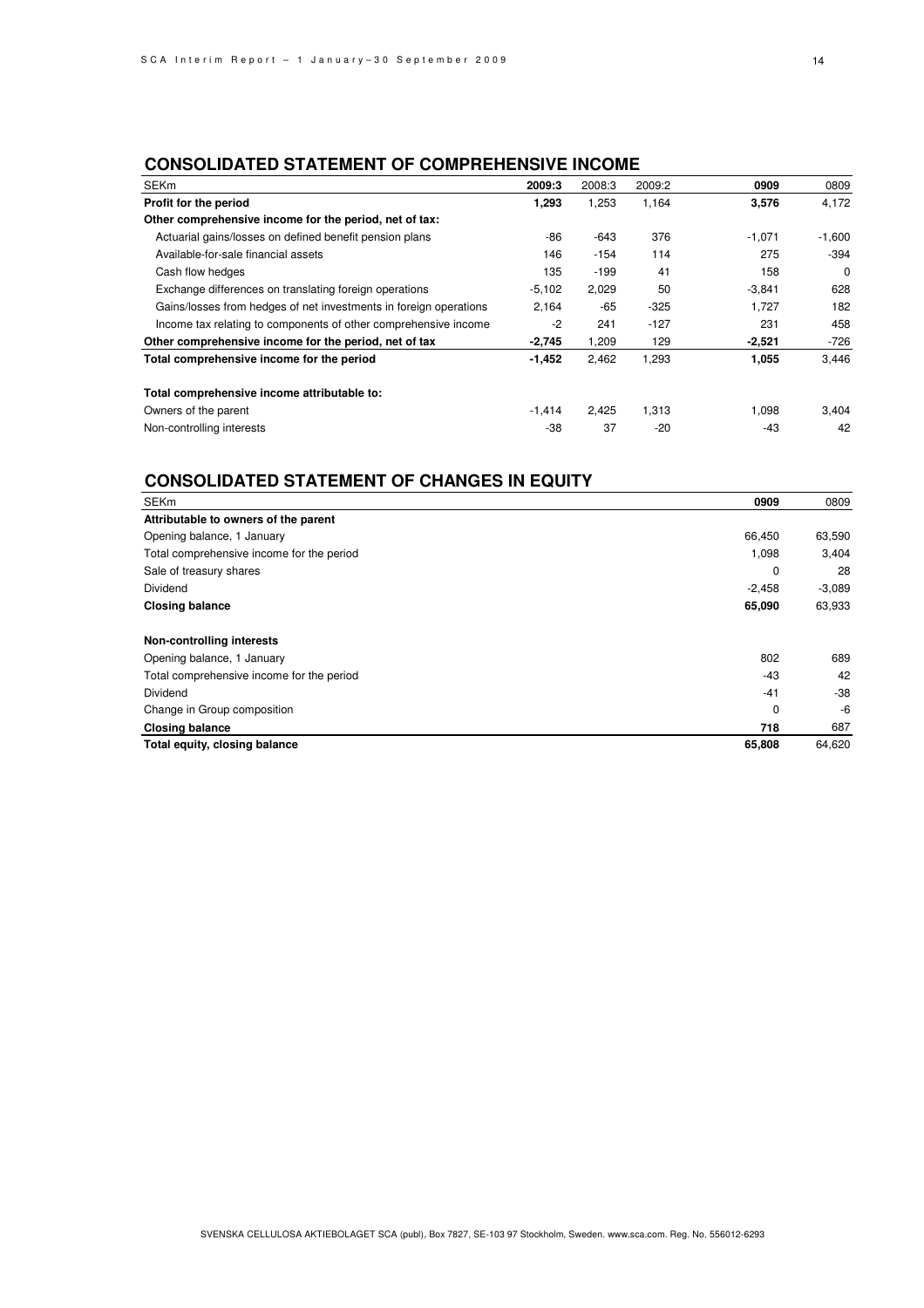## CONSOLIDATED STATEMENT OF COMPREHENSIVE INCOME

| SEKm | 2009:3 | 2008:3 | 2009:2 | 0909 | 0809 |
|---|---|---|---|---|---|
| **Profit for the period** | **1,293** | 1,253 | 1,164 | **3,576** | 4,172 |
| **Other comprehensive income for the period, net of tax:** | | | | | |
| Actuarial gains/losses on defined benefit pension plans | -86 | -643 | 376 | -1,071 | -1,600 |
| Available-for-sale financial assets | 146 | -154 | 114 | 275 | -394 |
| Cash flow hedges | 135 | -199 | 41 | 158 | 0 |
| Exchange differences on translating foreign operations | -5,102 | 2,029 | 50 | -3,841 | 628 |
| Gains/losses from hedges of net investments in foreign operations | 2,164 | -65 | -325 | 1,727 | 182 |
| Income tax relating to components of other comprehensive income | -2 | 241 | -127 | 231 | 458 |
| **Other comprehensive income for the period, net of tax** | **-2,745** | 1,209 | 129 | **-2,521** | -726 |
| **Total comprehensive income for the period** | **-1,452** | 2,462 | 1,293 | **1,055** | 3,446 |
| | | | | | |
| **Total comprehensive income attributable to:** | | | | | |
| Owners of the parent | -1,414 | 2,425 | 1,313 | 1,098 | 3,404 |
| Non-controlling interests | -38 | 37 | -20 | -43 | 42 |

## CONSOLIDATED STATEMENT OF CHANGES IN EQUITY

| SEKm | 0909 | 0809 |
|---|---|---|
| **Attributable to owners of the parent** | | |
| Opening balance, 1 January | 66,450 | 63,590 |
| Total comprehensive income for the period | 1,098 | 3,404 |
| Sale of treasury shares | 0 | 28 |
| Dividend | -2,458 | -3,089 |
| **Closing balance** | **65,090** | 63,933 |
| | | |
| **Non-controlling interests** | | |
| Opening balance, 1 January | 802 | 689 |
| Total comprehensive income for the period | -43 | 42 |
| Dividend | -41 | -38 |
| Change in Group composition | 0 | -6 |
| **Closing balance** | **718** | 687 |
| **Total equity, closing balance** | **65,808** | 64,620 |

SVENSKA CELLULOSA AKTIEBOLAGET SCA (publ), Box 7827, SE-103 97 Stockholm, Sweden. www.sca.com. Reg. No. 556012-6293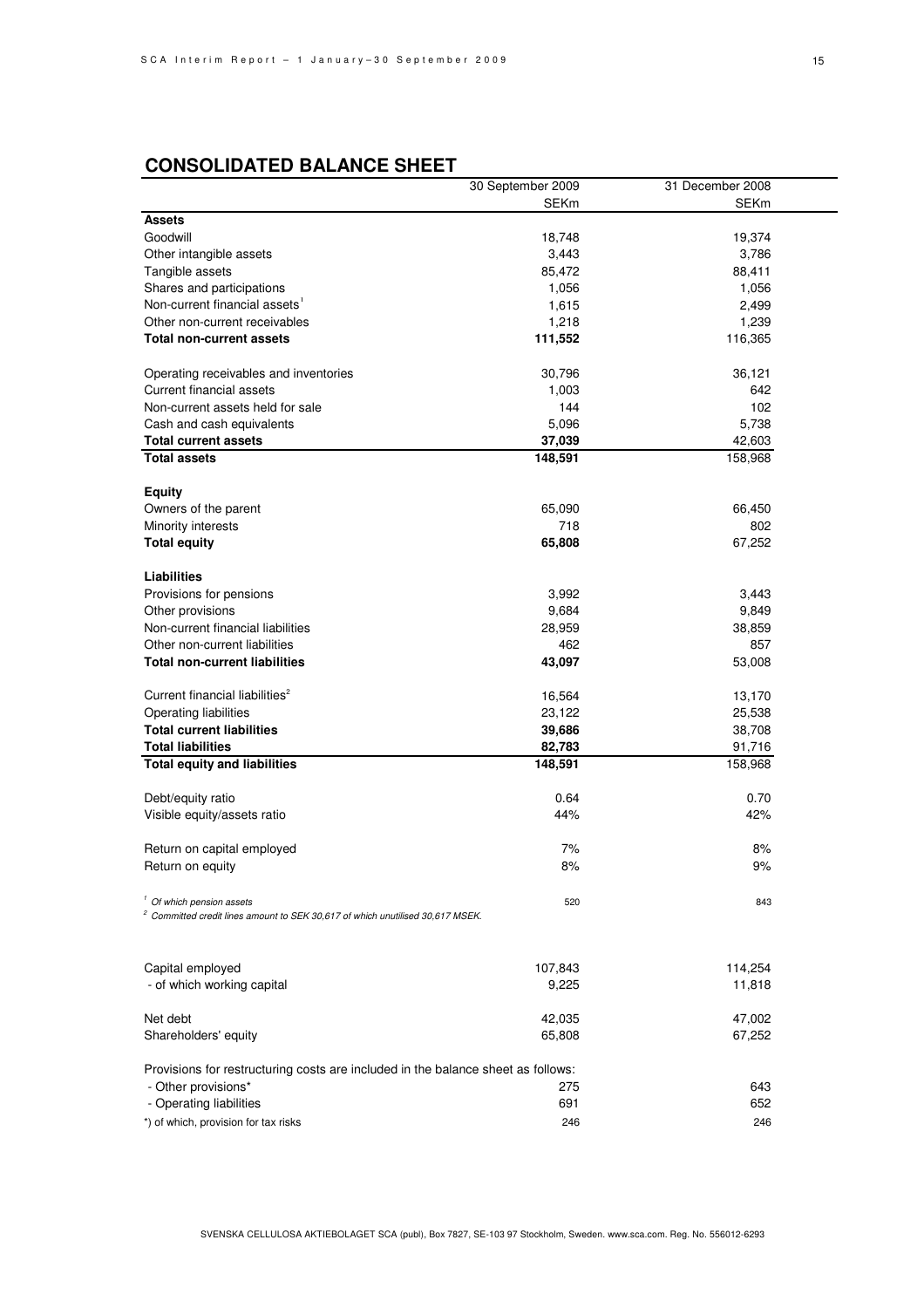## CONSOLIDATED BALANCE SHEET

| | 30 September 2009 | 31 December 2008 |
|---|---|---|
| | SEKm | SEKm |
| **Assets** | | |
| Goodwill | 18,748 | 19,374 |
| Other intangible assets | 3,443 | 3,786 |
| Tangible assets | 85,472 | 88,411 |
| Shares and participations | 1,056 | 1,056 |
| Non-current financial assets[1] | 1,615 | 2,499 |
| Other non-current receivables | 1,218 | 1,239 |
| **Total non-current assets** | **111,552** | 116,365 |
| | | |
| Operating receivables and inventories | 30,796 | 36,121 |
| Current financial assets | 1,003 | 642 |
| Non-current assets held for sale | 144 | 102 |
| Cash and cash equivalents | 5,096 | 5,738 |
| **Total current assets** | **37,039** | 42,603 |
| **Total assets** | **148,591** | 158,968 |
| | | |
| **Equity** | | |
| Owners of the parent | 65,090 | 66,450 |
| Minority interests | 718 | 802 |
| **Total equity** | **65,808** | 67,252 |
| | | |
| **Liabilities** | | |
| Provisions for pensions | 3,992 | 3,443 |
| Other provisions | 9,684 | 9,849 |
| Non-current financial liabilities | 28,959 | 38,859 |
| Other non-current liabilities | 462 | 857 |
| **Total non-current liabilities** | **43,097** | 53,008 |
| | | |
| Current financial liabilities[2] | 16,564 | 13,170 |
| Operating liabilities | 23,122 | 25,538 |
| **Total current liabilities** | **39,686** | 38,708 |
| **Total liabilities** | **82,783** | 91,716 |
| **Total equity and liabilities** | **148,591** | 158,968 |
| | | |
| Debt/equity ratio | 0.64 | 0.70 |
| Visible equity/assets ratio | 44% | 42% |
| | | |
| Return on capital employed | 7% | 8% |
| Return on equity | 8% | 9% |
| | | |
| [1] *Of which pension assets* | 520 | 843 |

[2] *Committed credit lines amount to SEK 30,617 of which unutilised 30,617 MSEK.*

| | | |
|---|---|---|
| Capital employed | 107,843 | 114,254 |
| - of which working capital | 9,225 | 11,818 |
| | | |
| Net debt | 42,035 | 47,002 |
| Shareholders' equity | 65,808 | 67,252 |
| | | |
| Provisions for restructuring costs are included in the balance sheet as follows: | | |
| - Other provisions* | 275 | 643 |
| - Operating liabilities | 691 | 652 |
| *) of which, provision for tax risks | 246 | 246 |

SVENSKA CELLULOSA AKTIEBOLAGET SCA (publ), Box 7827, SE-103 97 Stockholm, Sweden. www.sca.com. Reg. No. 556012-6293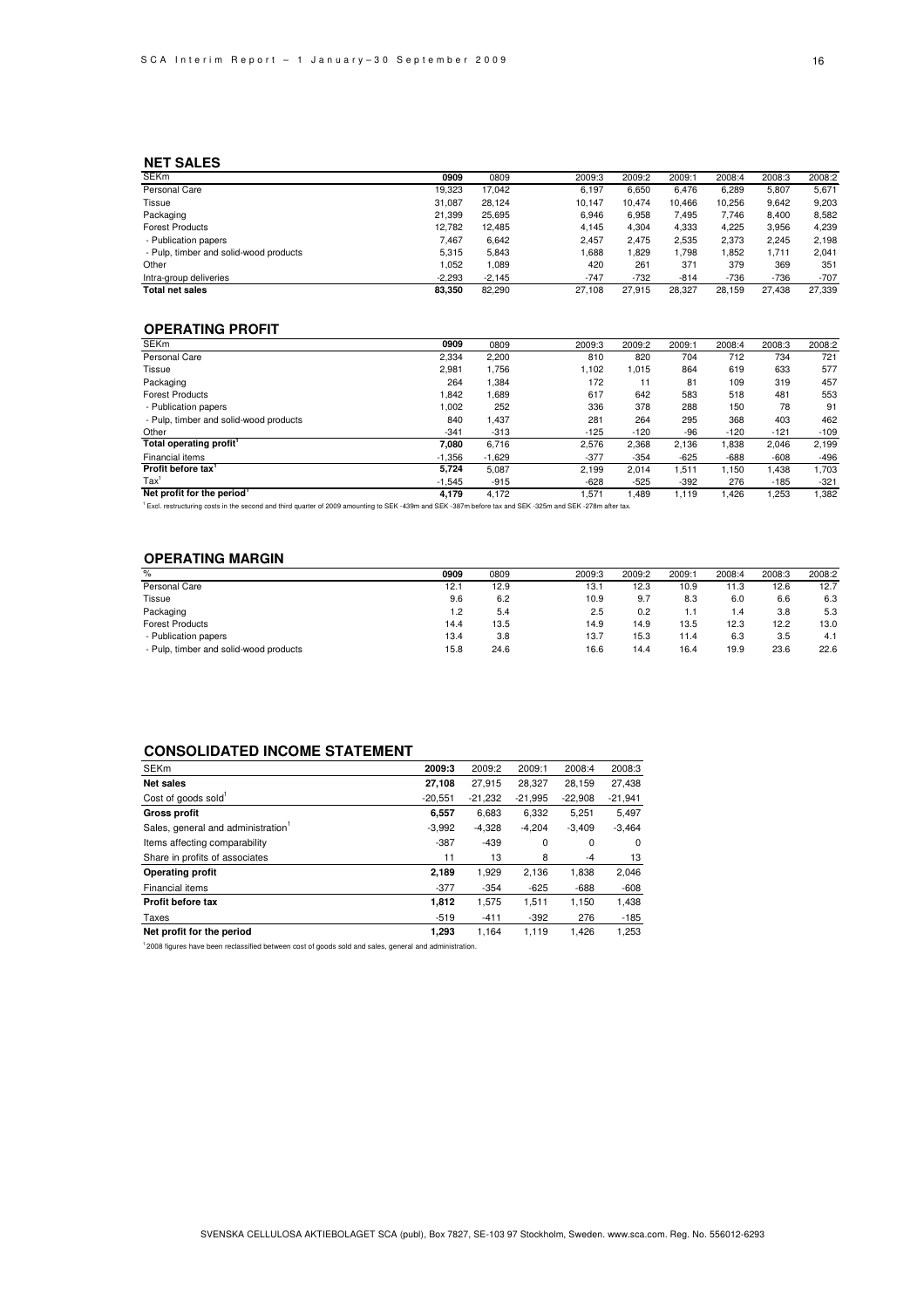## NET SALES

| SEKm | 0909 | 0809 | 2009:3 | 2009:2 | 2009:1 | 2008:4 | 2008:3 | 2008:2 |
|---|---|---|---|---|---|---|---|---|
| Personal Care | 19,323 | 17,042 | 6,197 | 6,650 | 6,476 | 6,289 | 5,807 | 5,671 |
| Tissue | 31,087 | 28,124 | 10,147 | 10,474 | 10,466 | 10,256 | 9,642 | 9,203 |
| Packaging | 21,399 | 25,695 | 6,946 | 6,958 | 7,495 | 7,746 | 8,400 | 8,582 |
| Forest Products | 12,782 | 12,485 | 4,145 | 4,304 | 4,333 | 4,225 | 3,956 | 4,239 |
| - Publication papers | 7,467 | 6,642 | 2,457 | 2,475 | 2,535 | 2,373 | 2,245 | 2,198 |
| - Pulp, timber and solid-wood products | 5,315 | 5,843 | 1,688 | 1,829 | 1,798 | 1,852 | 1,711 | 2,041 |
| Other | 1,052 | 1,089 | 420 | 261 | 371 | 379 | 369 | 351 |
| Intra-group deliveries | -2,293 | -2,145 | -747 | -732 | -814 | -736 | -736 | -707 |
| **Total net sales** | **83,350** | 82,290 | 27,108 | 27,915 | 28,327 | 28,159 | 27,438 | 27,339 |

## OPERATING PROFIT

| SEKm | 0909 | 0809 | 2009:3 | 2009:2 | 2009:1 | 2008:4 | 2008:3 | 2008:2 |
|---|---|---|---|---|---|---|---|---|
| Personal Care | 2,334 | 2,200 | 810 | 820 | 704 | 712 | 734 | 721 |
| Tissue | 2,981 | 1,756 | 1,102 | 1,015 | 864 | 619 | 633 | 577 |
| Packaging | 264 | 1,384 | 172 | 11 | 81 | 109 | 319 | 457 |
| Forest Products | 1,842 | 1,689 | 617 | 642 | 583 | 518 | 481 | 553 |
| - Publication papers | 1,002 | 252 | 336 | 378 | 288 | 150 | 78 | 91 |
| - Pulp, timber and solid-wood products | 840 | 1,437 | 281 | 264 | 295 | 368 | 403 | 462 |
| Other | -341 | -313 | -125 | -120 | -96 | -120 | -121 | -109 |
| **Total operating profit[1]** | **7,080** | 6,716 | 2,576 | 2,368 | 2,136 | 1,838 | 2,046 | 2,199 |
| Financial items | -1,356 | -1,629 | -377 | -354 | -625 | -688 | -608 | -496 |
| **Profit before tax[1]** | **5,724** | 5,087 | 2,199 | 2,014 | 1,511 | 1,150 | 1,438 | 1,703 |
| Tax[1] | -1,545 | -915 | -628 | -525 | -392 | 276 | -185 | -321 |
| **Net profit for the period[1]** | **4,179** | 4,172 | 1,571 | 1,489 | 1,119 | 1,426 | 1,253 | 1,382 |

[1] Excl. restructuring costs in the second and third quarter of 2009 amounting to SEK -439m and SEK -387m before tax and SEK -325m and SEK -278m after tax.

## OPERATING MARGIN

| % | 0909 | 0809 | 2009:3 | 2009:2 | 2009:1 | 2008:4 | 2008:3 | 2008:2 |
|---|---|---|---|---|---|---|---|---|
| Personal Care | 12.1 | 12.9 | 13.1 | 12.3 | 10.9 | 11.3 | 12.6 | 12.7 |
| Tissue | 9.6 | 6.2 | 10.9 | 9.7 | 8.3 | 6.0 | 6.6 | 6.3 |
| Packaging | 1.2 | 5.4 | 2.5 | 0.2 | 1.1 | 1.4 | 3.8 | 5.3 |
| Forest Products | 14.4 | 13.5 | 14.9 | 14.9 | 13.5 | 12.3 | 12.2 | 13.0 |
| - Publication papers | 13.4 | 3.8 | 13.7 | 15.3 | 11.4 | 6.3 | 3.5 | 4.1 |
| - Pulp, timber and solid-wood products | 15.8 | 24.6 | 16.6 | 14.4 | 16.4 | 19.9 | 23.6 | 22.6 |

## CONSOLIDATED INCOME STATEMENT

| SEKm | 2009:3 | 2009:2 | 2009:1 | 2008:4 | 2008:3 |
|---|---|---|---|---|---|
| **Net sales** | **27,108** | 27,915 | 28,327 | 28,159 | 27,438 |
| Cost of goods sold[1] | -20,551 | -21,232 | -21,995 | -22,908 | -21,941 |
| **Gross profit** | **6,557** | 6,683 | 6,332 | 5,251 | 5,497 |
| Sales, general and administration[1] | -3,992 | -4,328 | -4,204 | -3,409 | -3,464 |
| Items affecting comparability | -387 | -439 | 0 | 0 | 0 |
| Share in profits of associates | 11 | 13 | 8 | -4 | 13 |
| **Operating profit** | **2,189** | 1,929 | 2,136 | 1,838 | 2,046 |
| Financial items | -377 | -354 | -625 | -688 | -608 |
| **Profit before tax** | **1,812** | 1,575 | 1,511 | 1,150 | 1,438 |
| Taxes | -519 | -411 | -392 | 276 | -185 |
| **Net profit for the period** | **1,293** | 1,164 | 1,119 | 1,426 | 1,253 |

[1] 2008 figures have been reclassified between cost of goods sold and sales, general and administration.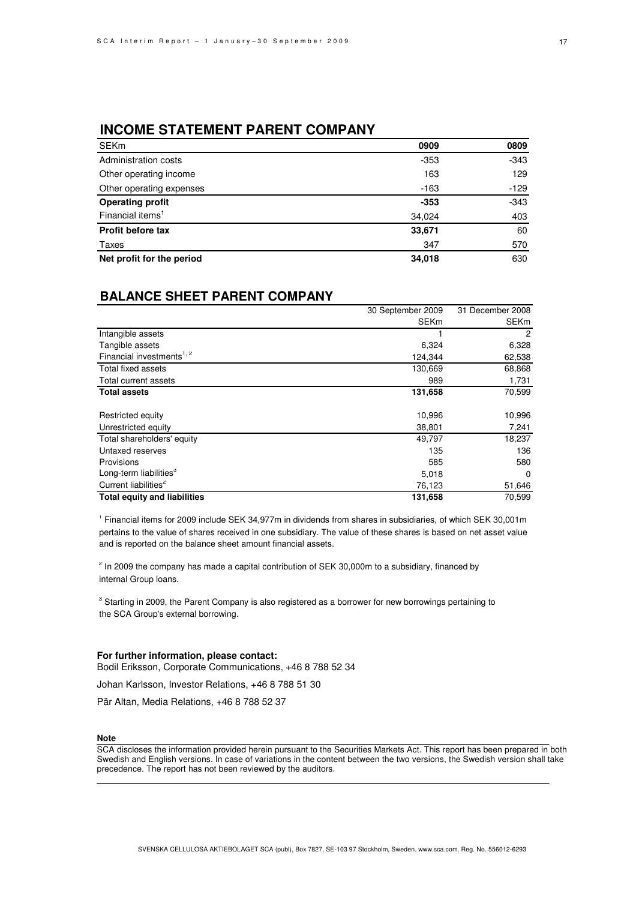## INCOME STATEMENT PARENT COMPANY

| SEKm | 0909 | 0809 |
|---|---|---|
| Administration costs | -353 | -343 |
| Other operating income | 163 | 129 |
| Other operating expenses | -163 | -129 |
| **Operating profit** | **-353** | -343 |
| Financial items[1] | 34,024 | 403 |
| **Profit before tax** | **33,671** | 60 |
| Taxes | 347 | 570 |
| **Net profit for the period** | **34,018** | 630 |

## BALANCE SHEET PARENT COMPANY

| | 30 September 2009 SEKm | 31 December 2008 SEKm |
|---|---|---|
| Intangible assets | 1 | 2 |
| Tangible assets | 6,324 | 6,328 |
| Financial investments[1, 2] | 124,344 | 62,538 |
| Total fixed assets | 130,669 | 68,868 |
| Total current assets | 989 | 1,731 |
| **Total assets** | **131,658** | 70,599 |
| | | |
| Restricted equity | 10,996 | 10,996 |
| Unrestricted equity | 38,801 | 7,241 |
| Total shareholders' equity | 49,797 | 18,237 |
| Untaxed reserves | 135 | 136 |
| Provisions | 585 | 580 |
| Long-term liabilities[3] | 5,018 | 0 |
| Current liabilities[2] | 76,123 | 51,646 |
| **Total equity and liabilities** | **131,658** | 70,599 |

[1] Financial items for 2009 include SEK 34,977m in dividends from shares in subsidiaries, of which SEK 30,001m pertains to the value of shares received in one subsidiary. The value of these shares is based on net asset value and is reported on the balance sheet amount financial assets.

[2] In 2009 the company has made a capital contribution of SEK 30,000m to a subsidiary, financed by internal Group loans.

[3] Starting in 2009, the Parent Company is also registered as a borrower for new borrowings pertaining to the SCA Group's external borrowing.

**For further information, please contact:**
Bodil Eriksson, Corporate Communications, +46 8 788 52 34

Johan Karlsson, Investor Relations, +46 8 788 51 30

Pär Altan, Media Relations, +46 8 788 52 37

**Note**

SCA discloses the information provided herein pursuant to the Securities Markets Act. This report has been prepared in both Swedish and English versions. In case of variations in the content between the two versions, the Swedish version shall take precedence. The report has not been reviewed by the auditors.

SVENSKA CELLULOSA AKTIEBOLAGET SCA (publ), Box 7827, SE-103 97 Stockholm, Sweden. www.sca.com. Reg. No. 556012-6293